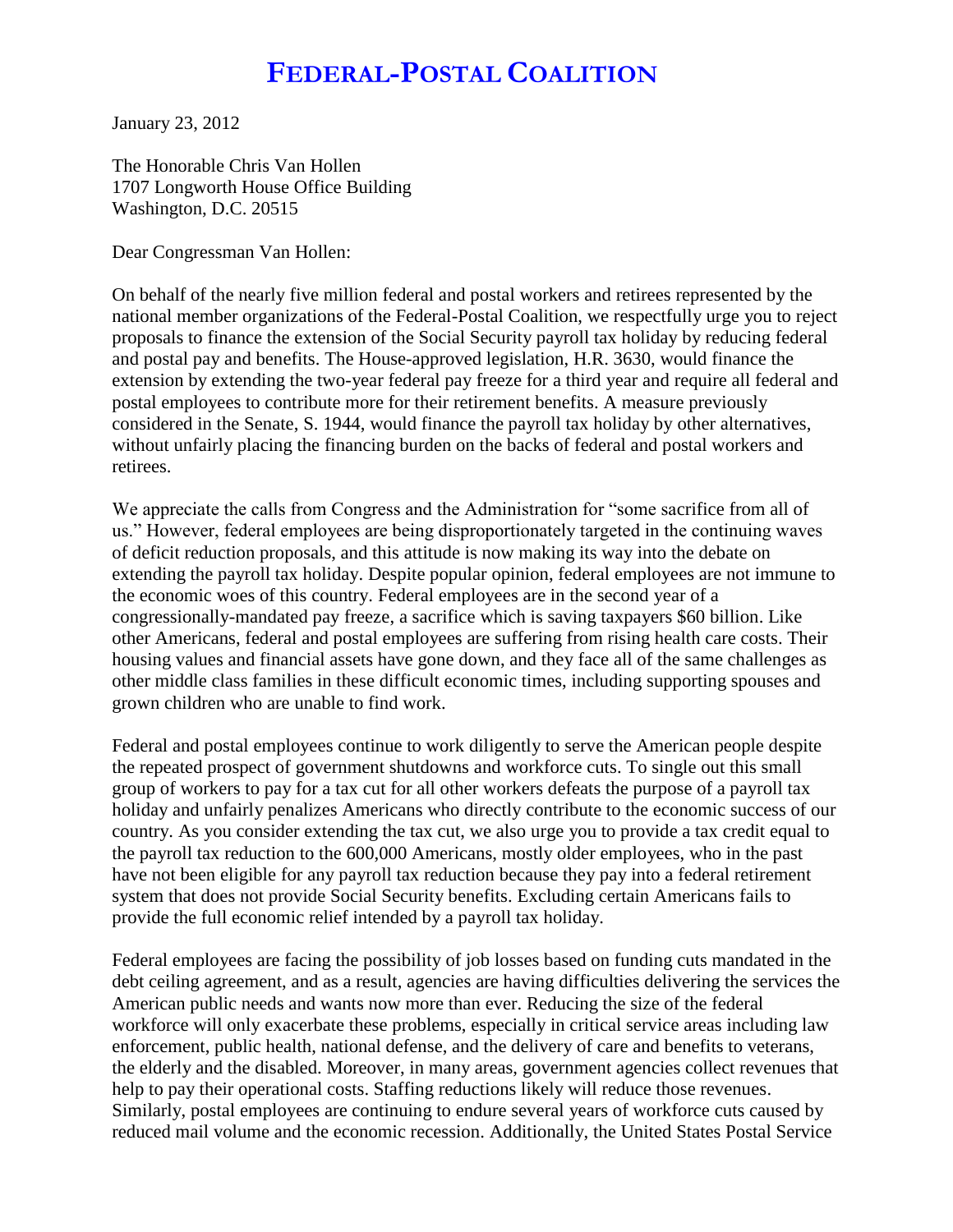# FEDERAL-POSTAL COALITION

January 23, 2012

The Honorable Chris Van Hollen
1707 Longworth House Office Building
Washington, D.C. 20515

Dear Congressman Van Hollen:

On behalf of the nearly five million federal and postal workers and retirees represented by the national member organizations of the Federal-Postal Coalition, we respectfully urge you to reject proposals to finance the extension of the Social Security payroll tax holiday by reducing federal and postal pay and benefits. The House-approved legislation, H.R. 3630, would finance the extension by extending the two-year federal pay freeze for a third year and require all federal and postal employees to contribute more for their retirement benefits. A measure previously considered in the Senate, S. 1944, would finance the payroll tax holiday by other alternatives, without unfairly placing the financing burden on the backs of federal and postal workers and retirees.

We appreciate the calls from Congress and the Administration for "some sacrifice from all of us." However, federal employees are being disproportionately targeted in the continuing waves of deficit reduction proposals, and this attitude is now making its way into the debate on extending the payroll tax holiday. Despite popular opinion, federal employees are not immune to the economic woes of this country. Federal employees are in the second year of a congressionally-mandated pay freeze, a sacrifice which is saving taxpayers $60 billion. Like other Americans, federal and postal employees are suffering from rising health care costs. Their housing values and financial assets have gone down, and they face all of the same challenges as other middle class families in these difficult economic times, including supporting spouses and grown children who are unable to find work.

Federal and postal employees continue to work diligently to serve the American people despite the repeated prospect of government shutdowns and workforce cuts. To single out this small group of workers to pay for a tax cut for all other workers defeats the purpose of a payroll tax holiday and unfairly penalizes Americans who directly contribute to the economic success of our country. As you consider extending the tax cut, we also urge you to provide a tax credit equal to the payroll tax reduction to the 600,000 Americans, mostly older employees, who in the past have not been eligible for any payroll tax reduction because they pay into a federal retirement system that does not provide Social Security benefits. Excluding certain Americans fails to provide the full economic relief intended by a payroll tax holiday.

Federal employees are facing the possibility of job losses based on funding cuts mandated in the debt ceiling agreement, and as a result, agencies are having difficulties delivering the services the American public needs and wants now more than ever. Reducing the size of the federal workforce will only exacerbate these problems, especially in critical service areas including law enforcement, public health, national defense, and the delivery of care and benefits to veterans, the elderly and the disabled. Moreover, in many areas, government agencies collect revenues that help to pay their operational costs. Staffing reductions likely will reduce those revenues. Similarly, postal employees are continuing to endure several years of workforce cuts caused by reduced mail volume and the economic recession. Additionally, the United States Postal Service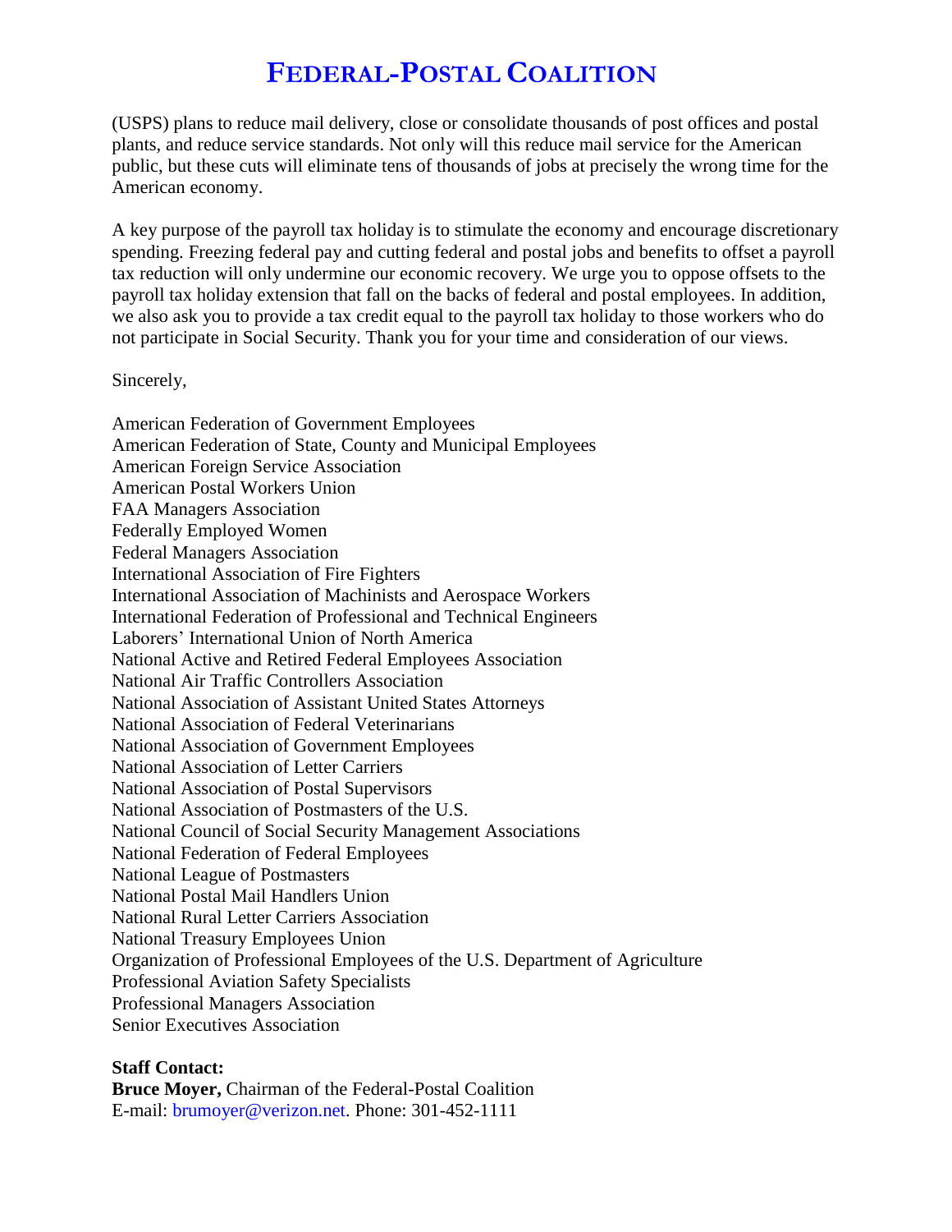# FEDERAL-POSTAL COALITION

(USPS) plans to reduce mail delivery, close or consolidate thousands of post offices and postal plants, and reduce service standards. Not only will this reduce mail service for the American public, but these cuts will eliminate tens of thousands of jobs at precisely the wrong time for the American economy.

A key purpose of the payroll tax holiday is to stimulate the economy and encourage discretionary spending. Freezing federal pay and cutting federal and postal jobs and benefits to offset a payroll tax reduction will only undermine our economic recovery. We urge you to oppose offsets to the payroll tax holiday extension that fall on the backs of federal and postal employees. In addition, we also ask you to provide a tax credit equal to the payroll tax holiday to those workers who do not participate in Social Security. Thank you for your time and consideration of our views.

Sincerely,

American Federation of Government Employees
American Federation of State, County and Municipal Employees
American Foreign Service Association
American Postal Workers Union
FAA Managers Association
Federally Employed Women
Federal Managers Association
International Association of Fire Fighters
International Association of Machinists and Aerospace Workers
International Federation of Professional and Technical Engineers
Laborers' International Union of North America
National Active and Retired Federal Employees Association
National Air Traffic Controllers Association
National Association of Assistant United States Attorneys
National Association of Federal Veterinarians
National Association of Government Employees
National Association of Letter Carriers
National Association of Postal Supervisors
National Association of Postmasters of the U.S.
National Council of Social Security Management Associations
National Federation of Federal Employees
National League of Postmasters
National Postal Mail Handlers Union
National Rural Letter Carriers Association
National Treasury Employees Union
Organization of Professional Employees of the U.S. Department of Agriculture
Professional Aviation Safety Specialists
Professional Managers Association
Senior Executives Association

**Staff Contact:**
**Bruce Moyer,** Chairman of the Federal-Postal Coalition
E-mail: brumoyer@verizon.net. Phone: 301-452-1111